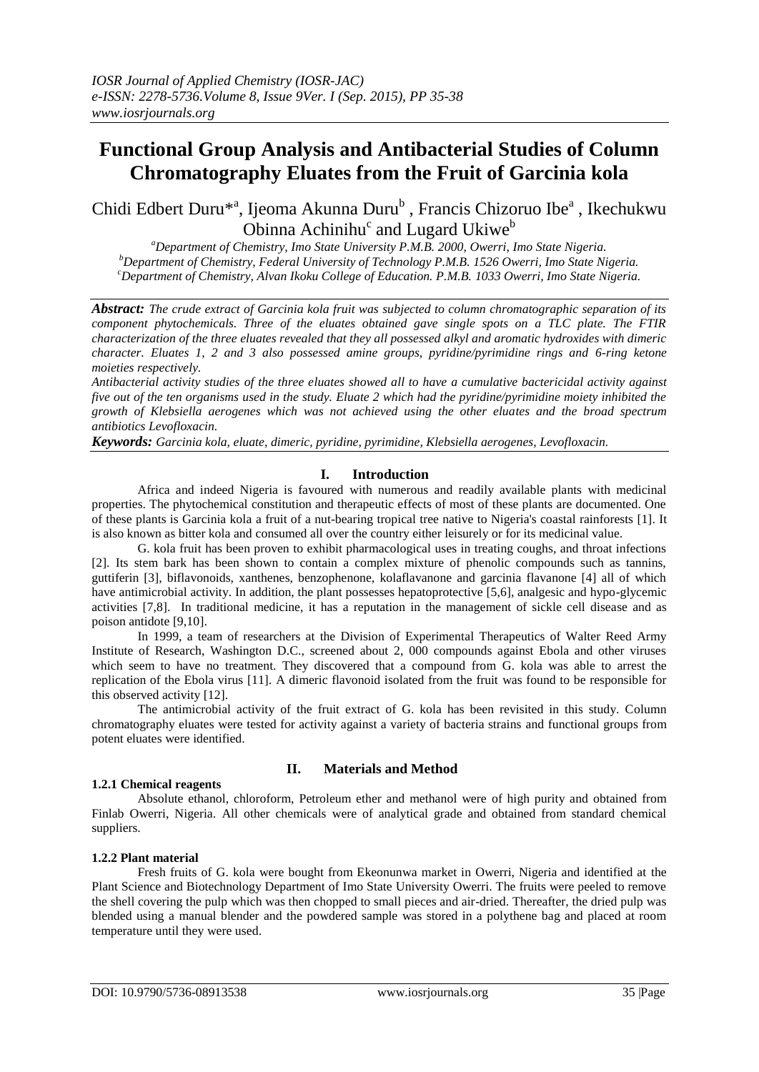# Functional Group Analysis and Antibacterial Studies of Column Chromatography Eluates from the Fruit of Garcinia kola

Chidi Edbert Duru*[a], Ijeoma Akunna Duru[b], Francis Chizoruo Ibe[a], Ikechukwu Obinna Achinihu[c] and Lugard Ukiwe[b]

[a]Department of Chemistry, Imo State University P.M.B. 2000, Owerri, Imo State Nigeria.
[b]Department of Chemistry, Federal University of Technology P.M.B. 1526 Owerri, Imo State Nigeria.
[c]Department of Chemistry, Alvan Ikoku College of Education. P.M.B. 1033 Owerri, Imo State Nigeria.

***Abstract:*** *The crude extract of Garcinia kola fruit was subjected to column chromatographic separation of its component phytochemicals. Three of the eluates obtained gave single spots on a TLC plate. The FTIR characterization of the three eluates revealed that they all possessed alkyl and aromatic hydroxides with dimeric character. Eluates 1, 2 and 3 also possessed amine groups, pyridine/pyrimidine rings and 6-ring ketone moieties respectively.*

*Antibacterial activity studies of the three eluates showed all to have a cumulative bactericidal activity against five out of the ten organisms used in the study. Eluate 2 which had the pyridine/pyrimidine moiety inhibited the growth of Klebsiella aerogenes which was not achieved using the other eluates and the broad spectrum antibiotics Levofloxacin.*

***Keywords:*** *Garcinia kola, eluate, dimeric, pyridine, pyrimidine, Klebsiella aerogenes, Levofloxacin.*

## I. Introduction

Africa and indeed Nigeria is favoured with numerous and readily available plants with medicinal properties. The phytochemical constitution and therapeutic effects of most of these plants are documented. One of these plants is Garcinia kola a fruit of a nut-bearing tropical tree native to Nigeria's coastal rainforests [1]. It is also known as bitter kola and consumed all over the country either leisurely or for its medicinal value.

G. kola fruit has been proven to exhibit pharmacological uses in treating coughs, and throat infections [2]. Its stem bark has been shown to contain a complex mixture of phenolic compounds such as tannins, guttiferin [3], biflavonoids, xanthenes, benzophenone, kolaflavanone and garcinia flavanone [4] all of which have antimicrobial activity. In addition, the plant possesses hepatoprotective [5,6], analgesic and hypo-glycemic activities [7,8]. In traditional medicine, it has a reputation in the management of sickle cell disease and as poison antidote [9,10].

In 1999, a team of researchers at the Division of Experimental Therapeutics of Walter Reed Army Institute of Research, Washington D.C., screened about 2, 000 compounds against Ebola and other viruses which seem to have no treatment. They discovered that a compound from G. kola was able to arrest the replication of the Ebola virus [11]. A dimeric flavonoid isolated from the fruit was found to be responsible for this observed activity [12].

The antimicrobial activity of the fruit extract of G. kola has been revisited in this study. Column chromatography eluates were tested for activity against a variety of bacteria strains and functional groups from potent eluates were identified.

## II. Materials and Method

### 1.2.1 Chemical reagents

Absolute ethanol, chloroform, Petroleum ether and methanol were of high purity and obtained from Finlab Owerri, Nigeria. All other chemicals were of analytical grade and obtained from standard chemical suppliers.

### 1.2.2 Plant material

Fresh fruits of G. kola were bought from Ekeonunwa market in Owerri, Nigeria and identified at the Plant Science and Biotechnology Department of Imo State University Owerri. The fruits were peeled to remove the shell covering the pulp which was then chopped to small pieces and air-dried. Thereafter, the dried pulp was blended using a manual blender and the powdered sample was stored in a polythene bag and placed at room temperature until they were used.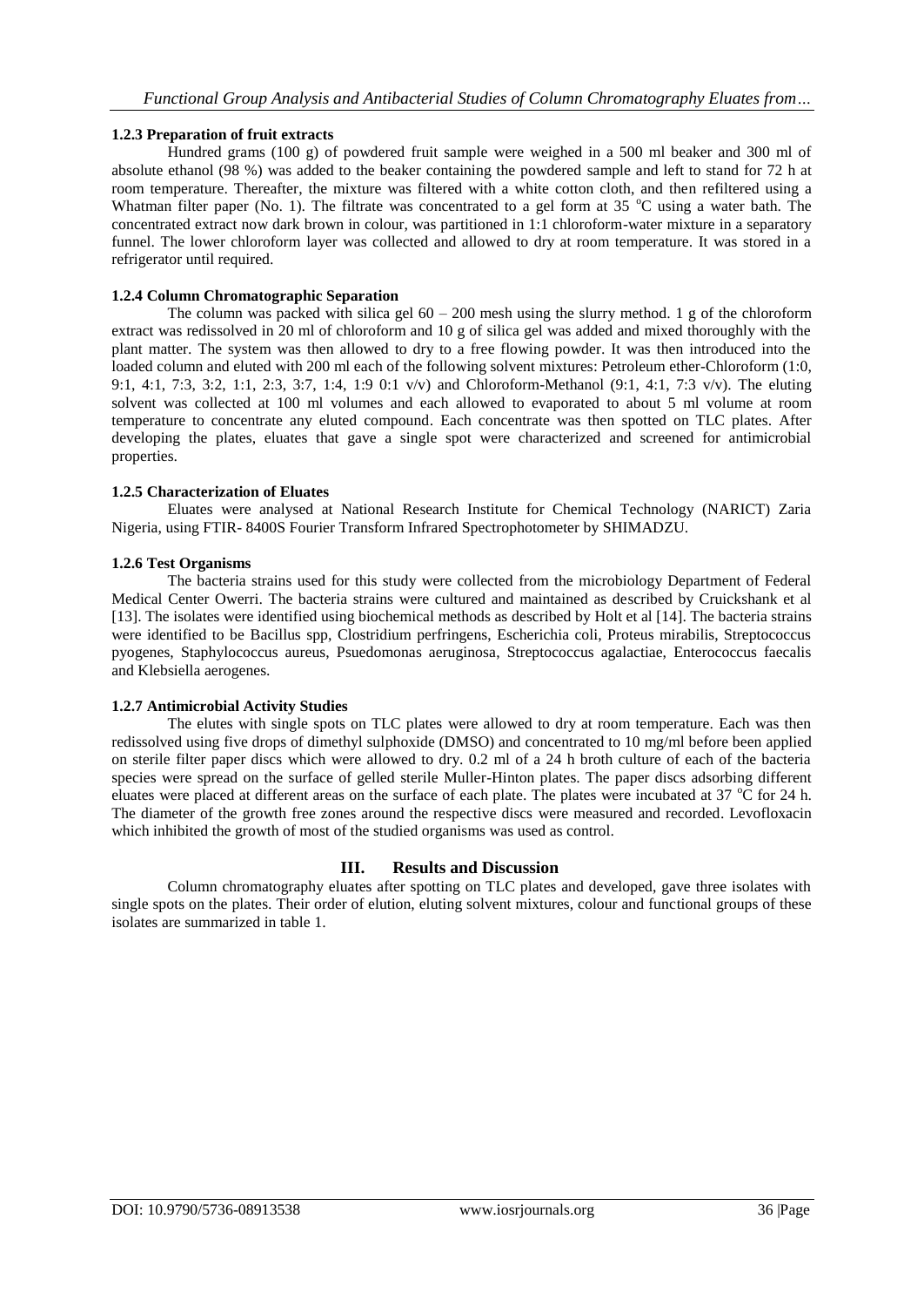#### 1.2.3 Preparation of fruit extracts

Hundred grams (100 g) of powdered fruit sample were weighed in a 500 ml beaker and 300 ml of absolute ethanol (98 %) was added to the beaker containing the powdered sample and left to stand for 72 h at room temperature. Thereafter, the mixture was filtered with a white cotton cloth, and then refiltered using a Whatman filter paper (No. 1). The filtrate was concentrated to a gel form at 35 $^{o}$C using a water bath. The concentrated extract now dark brown in colour, was partitioned in 1:1 chloroform-water mixture in a separatory funnel. The lower chloroform layer was collected and allowed to dry at room temperature. It was stored in a refrigerator until required.

#### 1.2.4 Column Chromatographic Separation

The column was packed with silica gel 60 – 200 mesh using the slurry method. 1 g of the chloroform extract was redissolved in 20 ml of chloroform and 10 g of silica gel was added and mixed thoroughly with the plant matter. The system was then allowed to dry to a free flowing powder. It was then introduced into the loaded column and eluted with 200 ml each of the following solvent mixtures: Petroleum ether-Chloroform (1:0, 9:1, 4:1, 7:3, 3:2, 1:1, 2:3, 3:7, 1:4, 1:9 0:1 v/v) and Chloroform-Methanol (9:1, 4:1, 7:3 v/v). The eluting solvent was collected at 100 ml volumes and each allowed to evaporated to about 5 ml volume at room temperature to concentrate any eluted compound. Each concentrate was then spotted on TLC plates. After developing the plates, eluates that gave a single spot were characterized and screened for antimicrobial properties.

#### 1.2.5 Characterization of Eluates

Eluates were analysed at National Research Institute for Chemical Technology (NARICT) Zaria Nigeria, using FTIR- 8400S Fourier Transform Infrared Spectrophotometer by SHIMADZU.

#### 1.2.6 Test Organisms

The bacteria strains used for this study were collected from the microbiology Department of Federal Medical Center Owerri. The bacteria strains were cultured and maintained as described by Cruickshank et al [13]. The isolates were identified using biochemical methods as described by Holt et al [14]. The bacteria strains were identified to be Bacillus spp, Clostridium perfringens, Escherichia coli, Proteus mirabilis, Streptococcus pyogenes, Staphylococcus aureus, Psuedomonas aeruginosa, Streptococcus agalactiae, Enterococcus faecalis and Klebsiella aerogenes.

#### 1.2.7 Antimicrobial Activity Studies

The elutes with single spots on TLC plates were allowed to dry at room temperature. Each was then redissolved using five drops of dimethyl sulphoxide (DMSO) and concentrated to 10 mg/ml before been applied on sterile filter paper discs which were allowed to dry. 0.2 ml of a 24 h broth culture of each of the bacteria species were spread on the surface of gelled sterile Muller-Hinton plates. The paper discs adsorbing different eluates were placed at different areas on the surface of each plate. The plates were incubated at 37 $^{o}$C for 24 h. The diameter of the growth free zones around the respective discs were measured and recorded. Levofloxacin which inhibited the growth of most of the studied organisms was used as control.

## III. Results and Discussion

Column chromatography eluates after spotting on TLC plates and developed, gave three isolates with single spots on the plates. Their order of elution, eluting solvent mixtures, colour and functional groups of these isolates are summarized in table 1.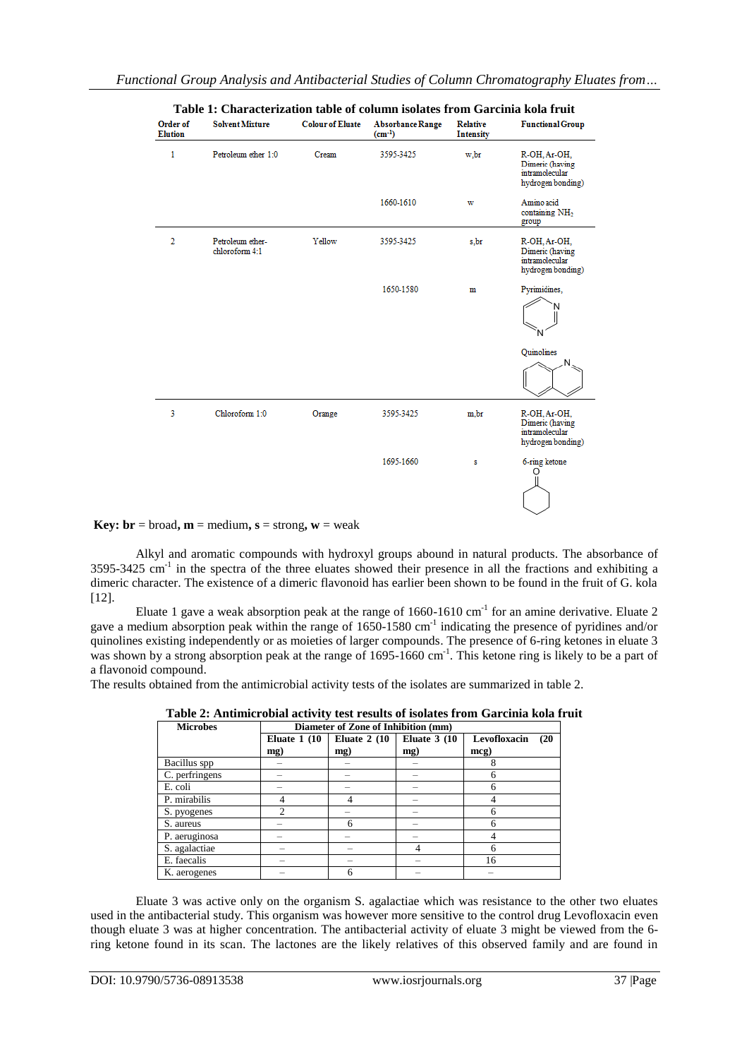**Table 1: Characterization table of column isolates from Garcinia kola fruit**

| Order of Elution | Solvent Mixture | Colour of Eluate | Absorbance Range ($cm^{-1}$) | Relative Intensity | Functional Group |
|---|---|---|---|---|---|
| 1 | Petroleum ether 1:0 | Cream | 3595-3425 | w,br | R-OH, Ar-OH, Dimeric (having intramolecular hydrogen bonding) |
| | | | 1660-1610 | w | Amino acid containing $NH_2$ group |
| 2 | Petroleum ether-chloroform 4:1 | Yellow | 3595-3425 | s,br | R-OH, Ar-OH, Dimeric (having intramolecular hydrogen bonding) |
| | | | 1650-1580 | m | Pyrimidines, Quinolines |
| 3 | Chloroform 1:0 | Orange | 3595-3425 | m,br | R-OH, Ar-OH, Dimeric (having intramolecular hydrogen bonding) |
| | | | 1695-1660 | s | 6-ring ketone |

**Key: br** = broad, **m** = medium, **s** = strong, **w** = weak

Alkyl and aromatic compounds with hydroxyl groups abound in natural products. The absorbance of 3595-3425 $cm^{-1}$ in the spectra of the three eluates showed their presence in all the fractions and exhibiting a dimeric character. The existence of a dimeric flavonoid has earlier been shown to be found in the fruit of G. kola [12].

Eluate 1 gave a weak absorption peak at the range of 1660-1610 $cm^{-1}$ for an amine derivative. Eluate 2 gave a medium absorption peak within the range of 1650-1580 $cm^{-1}$ indicating the presence of pyridines and/or quinolines existing independently or as moieties of larger compounds. The presence of 6-ring ketones in eluate 3 was shown by a strong absorption peak at the range of 1695-1660 $cm^{-1}$. This ketone ring is likely to be a part of a flavonoid compound.

The results obtained from the antimicrobial activity tests of the isolates are summarized in table 2.

**Table 2: Antimicrobial activity test results of isolates from Garcinia kola fruit**

| Microbes | Diameter of Zone of Inhibition (mm) | | | |
|---|---|---|---|---|
| | Eluate 1 (10 mg) | Eluate 2 (10 mg) | Eluate 3 (10 mg) | Levofloxacin (20 mcg) |
| Bacillus spp | – | – | – | 8 |
| C. perfringens | – | – | – | 6 |
| E. coli | – | – | – | 6 |
| P. mirabilis | 4 | 4 | – | 4 |
| S. pyogenes | 2 | – | – | 6 |
| S. aureus | – | 6 | – | 6 |
| P. aeruginosa | – | – | – | 4 |
| S. agalactiae | – | – | 4 | 6 |
| E. faecalis | – | – | – | 16 |
| K. aerogenes | – | 6 | – | – |

Eluate 3 was active only on the organism S. agalactiae which was resistance to the other two eluates used in the antibacterial study. This organism was however more sensitive to the control drug Levofloxacin even though eluate 3 was at higher concentration. The antibacterial activity of eluate 3 might be viewed from the 6-ring ketone found in its scan. The lactones are the likely relatives of this observed family and are found in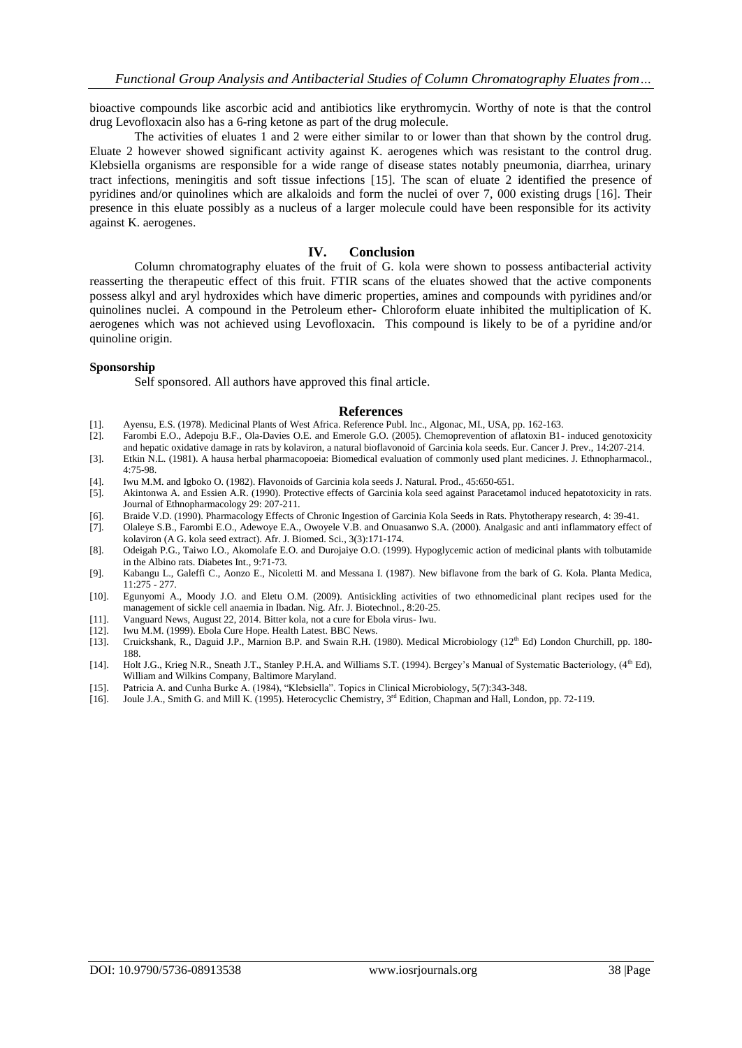bioactive compounds like ascorbic acid and antibiotics like erythromycin. Worthy of note is that the control drug Levofloxacin also has a 6-ring ketone as part of the drug molecule.

The activities of eluates 1 and 2 were either similar to or lower than that shown by the control drug. Eluate 2 however showed significant activity against K. aerogenes which was resistant to the control drug. Klebsiella organisms are responsible for a wide range of disease states notably pneumonia, diarrhea, urinary tract infections, meningitis and soft tissue infections [15]. The scan of eluate 2 identified the presence of pyridines and/or quinolines which are alkaloids and form the nuclei of over 7, 000 existing drugs [16]. Their presence in this eluate possibly as a nucleus of a larger molecule could have been responsible for its activity against K. aerogenes.

## IV. Conclusion

Column chromatography eluates of the fruit of G. kola were shown to possess antibacterial activity reasserting the therapeutic effect of this fruit. FTIR scans of the eluates showed that the active components possess alkyl and aryl hydroxides which have dimeric properties, amines and compounds with pyridines and/or quinolines nuclei. A compound in the Petroleum ether- Chloroform eluate inhibited the multiplication of K. aerogenes which was not achieved using Levofloxacin. This compound is likely to be of a pyridine and/or quinoline origin.

**Sponsorship**

Self sponsored. All authors have approved this final article.

## References

[1]. Ayensu, E.S. (1978). Medicinal Plants of West Africa. Reference Publ. Inc., Algonac, MI., USA, pp. 162-163.

[2]. Farombi E.O., Adepoju B.F., Ola-Davies O.E. and Emerole G.O. (2005). Chemoprevention of aflatoxin B1- induced genotoxicity and hepatic oxidative damage in rats by kolaviron, a natural bioflavonoid of Garcinia kola seeds. Eur. Cancer J. Prev., 14:207-214.

[3]. Etkin N.L. (1981). A hausa herbal pharmacopoeia: Biomedical evaluation of commonly used plant medicines. J. Ethnopharmacol., 4:75-98.

[4]. Iwu M.M. and Igboko O. (1982). Flavonoids of Garcinia kola seeds J. Natural. Prod., 45:650-651.

[5]. Akintonwa A. and Essien A.R. (1990). Protective effects of Garcinia kola seed against Paracetamol induced hepatotoxicity in rats. Journal of Ethnopharmacology 29: 207-211.

[6]. Braide V.D. (1990). Pharmacology Effects of Chronic Ingestion of Garcinia Kola Seeds in Rats. Phytotherapy research, 4: 39-41.

[7]. Olaleye S.B., Farombi E.O., Adewoye E.A., Owoyele V.B. and Onuasanwo S.A. (2000). Analgasic and anti inflammatory effect of kolaviron (A G. kola seed extract). Afr. J. Biomed. Sci., 3(3):171-174.

[8]. Odeigah P.G., Taiwo I.O., Akomolafe E.O. and Durojaiye O.O. (1999). Hypoglycemic action of medicinal plants with tolbutamide in the Albino rats. Diabetes Int., 9:71-73.

[9]. Kabangu L., Galeffi C., Aonzo E., Nicoletti M. and Messana I. (1987). New biflavone from the bark of G. Kola. Planta Medica, 11:275 - 277.

[10]. Egunyomi A., Moody J.O. and Eletu O.M. (2009). Antisickling activities of two ethnomedicinal plant recipes used for the management of sickle cell anaemia in Ibadan. Nig. Afr. J. Biotechnol., 8:20-25.

[11]. Vanguard News, August 22, 2014. Bitter kola, not a cure for Ebola virus- Iwu.

[12]. Iwu M.M. (1999). Ebola Cure Hope. Health Latest. BBC News.

[13]. Cruickshank, R., Daguid J.P., Marnion B.P. and Swain R.H. (1980). Medical Microbiology (12th Ed) London Churchill, pp. 180-188.

[14]. Holt J.G., Krieg N.R., Sneath J.T., Stanley P.H.A. and Williams S.T. (1994). Bergey's Manual of Systematic Bacteriology, (4th Ed), William and Wilkins Company, Baltimore Maryland.

[15]. Patricia A. and Cunha Burke A. (1984), "Klebsiella". Topics in Clinical Microbiology, 5(7):343-348.

[16]. Joule J.A., Smith G. and Mill K. (1995). Heterocyclic Chemistry, 3rd Edition, Chapman and Hall, London, pp. 72-119.